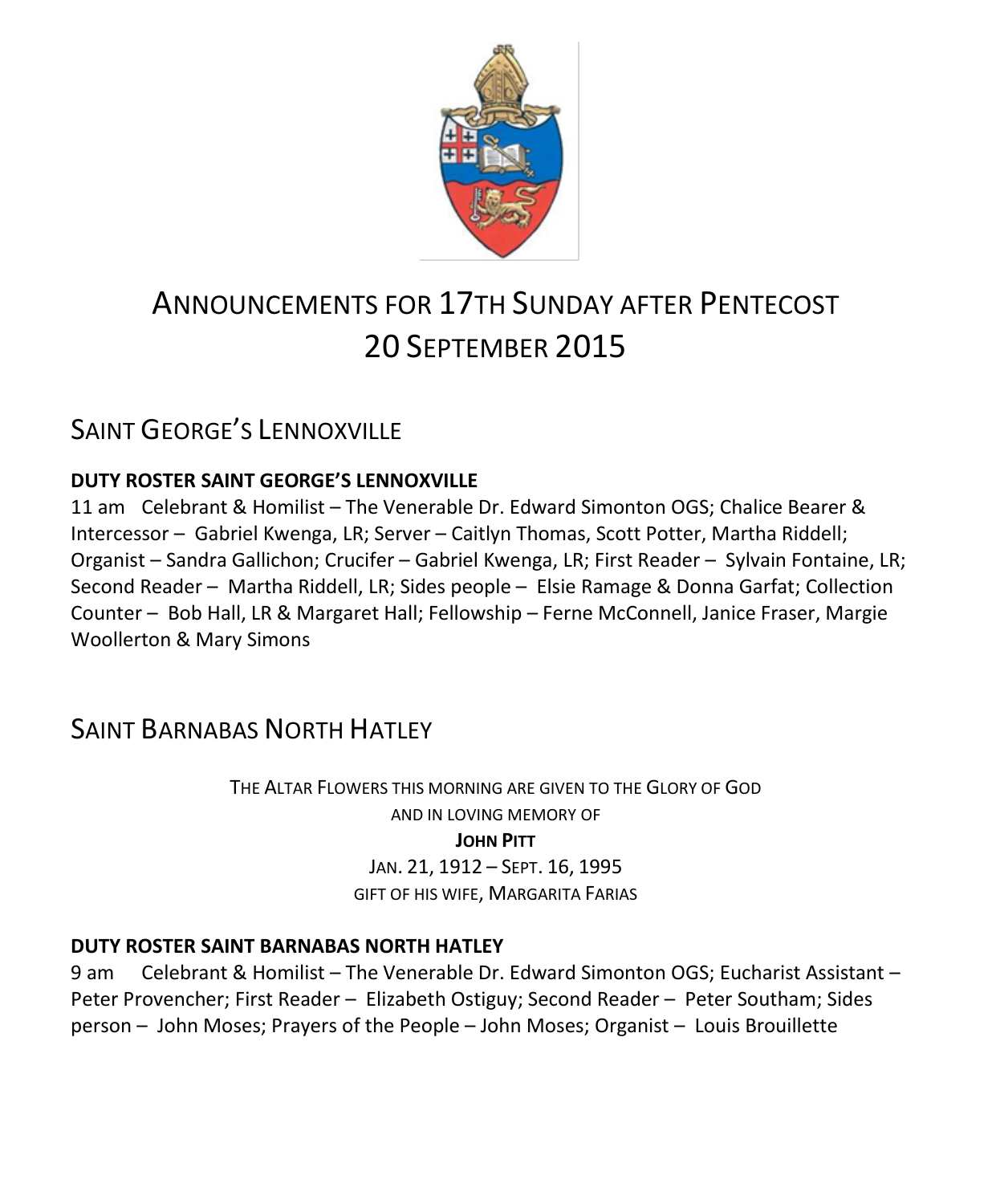# Announcements for 17th Sunday after Pentecost
# 20 September 2015

## Saint George's Lennoxville

**DUTY ROSTER SAINT GEORGE'S LENNOXVILLE**

11 am Celebrant & Homilist – The Venerable Dr. Edward Simonton OGS; Chalice Bearer & Intercessor – Gabriel Kwenga, LR; Server – Caitlyn Thomas, Scott Potter, Martha Riddell; Organist – Sandra Gallichon; Crucifer – Gabriel Kwenga, LR; First Reader – Sylvain Fontaine, LR; Second Reader – Martha Riddell, LR; Sides people – Elsie Ramage & Donna Garfat; Collection Counter – Bob Hall, LR & Margaret Hall; Fellowship – Ferne McConnell, Janice Fraser, Margie Woollerton & Mary Simons

## Saint Barnabas North Hatley

THE ALTAR FLOWERS THIS MORNING ARE GIVEN TO THE GLORY OF GOD
AND IN LOVING MEMORY OF
**JOHN PITT**
JAN. 21, 1912 – SEPT. 16, 1995
GIFT OF HIS WIFE, MARGARITA FARIAS

**DUTY ROSTER SAINT BARNABAS NORTH HATLEY**

9 am Celebrant & Homilist – The Venerable Dr. Edward Simonton OGS; Eucharist Assistant – Peter Provencher; First Reader – Elizabeth Ostiguy; Second Reader – Peter Southam; Sides person – John Moses; Prayers of the People – John Moses; Organist – Louis Brouillette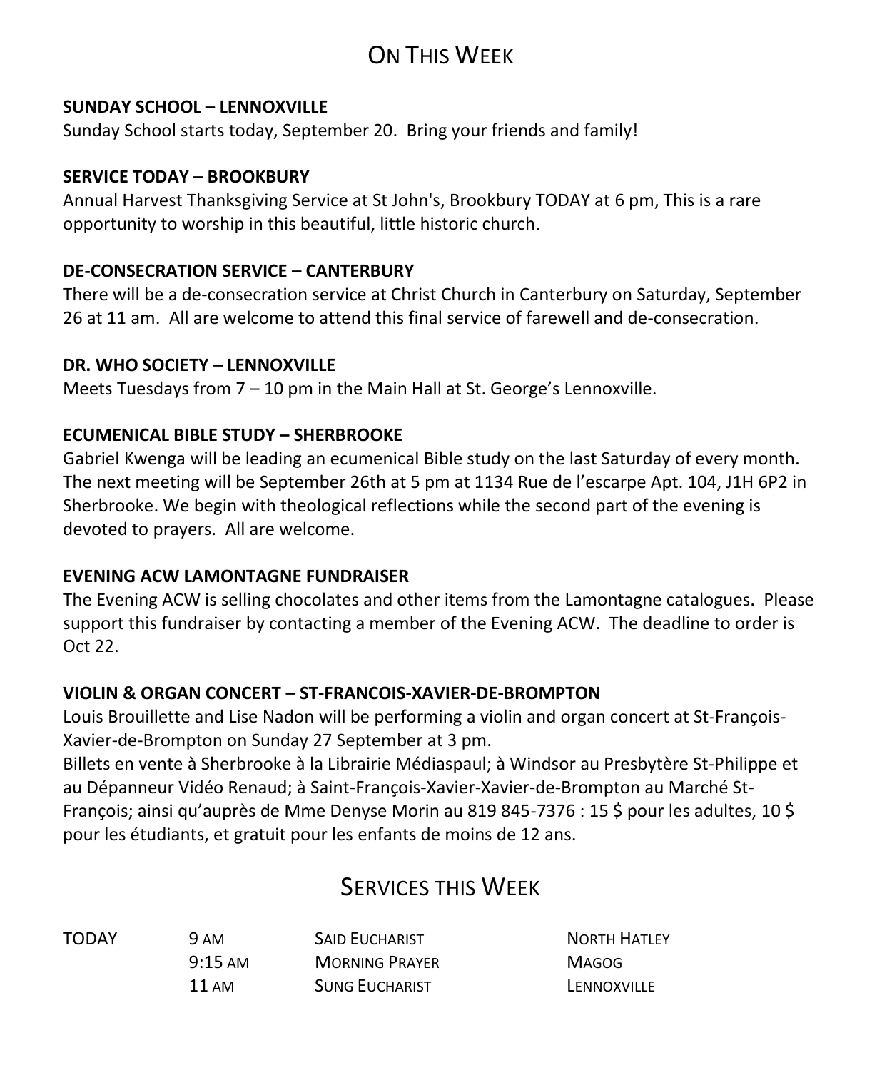# On This Week

**SUNDAY SCHOOL – LENNOXVILLE**
Sunday School starts today, September 20. Bring your friends and family!

**SERVICE TODAY – BROOKBURY**
Annual Harvest Thanksgiving Service at St John's, Brookbury TODAY at 6 pm, This is a rare opportunity to worship in this beautiful, little historic church.

**DE-CONSECRATION SERVICE – CANTERBURY**
There will be a de-consecration service at Christ Church in Canterbury on Saturday, September 26 at 11 am. All are welcome to attend this final service of farewell and de-consecration.

**DR. WHO SOCIETY – LENNOXVILLE**
Meets Tuesdays from 7 – 10 pm in the Main Hall at St. George's Lennoxville.

**ECUMENICAL BIBLE STUDY – SHERBROOKE**
Gabriel Kwenga will be leading an ecumenical Bible study on the last Saturday of every month. The next meeting will be September 26th at 5 pm at 1134 Rue de l'escarpe Apt. 104, J1H 6P2 in Sherbrooke. We begin with theological reflections while the second part of the evening is devoted to prayers. All are welcome.

**EVENING ACW LAMONTAGNE FUNDRAISER**
The Evening ACW is selling chocolates and other items from the Lamontagne catalogues. Please support this fundraiser by contacting a member of the Evening ACW. The deadline to order is Oct 22.

**VIOLIN & ORGAN CONCERT – ST-FRANCOIS-XAVIER-DE-BROMPTON**
Louis Brouillette and Lise Nadon will be performing a violin and organ concert at St-François-Xavier-de-Brompton on Sunday 27 September at 3 pm.
Billets en vente à Sherbrooke à la Librairie Médiaspaul; à Windsor au Presbytère St-Philippe et au Dépanneur Vidéo Renaud; à Saint-François-Xavier-Xavier-de-Brompton au Marché St-François; ainsi qu'auprès de Mme Denyse Morin au 819 845-7376 : 15 $ pour les adultes, 10 $ pour les étudiants, et gratuit pour les enfants de moins de 12 ans.

# Services this Week

| | | | |
|---|---|---|---|
| TODAY | 9 AM | SAID EUCHARIST | NORTH HATLEY |
| | 9:15 AM | MORNING PRAYER | MAGOG |
| | 11 AM | SUNG EUCHARIST | LENNOXVILLE |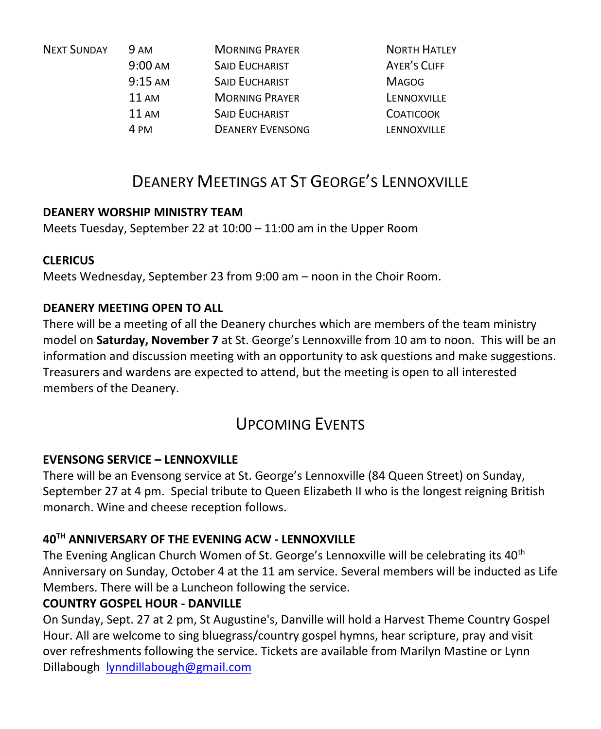| NEXT SUNDAY | 9 AM | MORNING PRAYER | NORTH HATLEY |
|---|---|---|---|
| | 9:00 AM | SAID EUCHARIST | AYER'S CLIFF |
| | 9:15 AM | SAID EUCHARIST | MAGOG |
| | 11 AM | MORNING PRAYER | LENNOXVILLE |
| | 11 AM | SAID EUCHARIST | COATICOOK |
| | 4 PM | DEANERY EVENSONG | LENNOXVILLE |

## DEANERY MEETINGS AT ST GEORGE'S LENNOXVILLE

**DEANERY WORSHIP MINISTRY TEAM**
Meets Tuesday, September 22 at 10:00 – 11:00 am in the Upper Room

**CLERICUS**
Meets Wednesday, September 23 from 9:00 am – noon in the Choir Room.

**DEANERY MEETING OPEN TO ALL**
There will be a meeting of all the Deanery churches which are members of the team ministry model on **Saturday, November 7** at St. George's Lennoxville from 10 am to noon. This will be an information and discussion meeting with an opportunity to ask questions and make suggestions. Treasurers and wardens are expected to attend, but the meeting is open to all interested members of the Deanery.

## UPCOMING EVENTS

**EVENSONG SERVICE – LENNOXVILLE**
There will be an Evensong service at St. George's Lennoxville (84 Queen Street) on Sunday, September 27 at 4 pm. Special tribute to Queen Elizabeth II who is the longest reigning British monarch. Wine and cheese reception follows.

**40TH ANNIVERSARY OF THE EVENING ACW - LENNOXVILLE**
The Evening Anglican Church Women of St. George's Lennoxville will be celebrating its 40th Anniversary on Sunday, October 4 at the 11 am service. Several members will be inducted as Life Members. There will be a Luncheon following the service.

**COUNTRY GOSPEL HOUR - DANVILLE**
On Sunday, Sept. 27 at 2 pm, St Augustine's, Danville will hold a Harvest Theme Country Gospel Hour. All are welcome to sing bluegrass/country gospel hymns, hear scripture, pray and visit over refreshments following the service. Tickets are available from Marilyn Mastine or Lynn Dillabough lynndillabough@gmail.com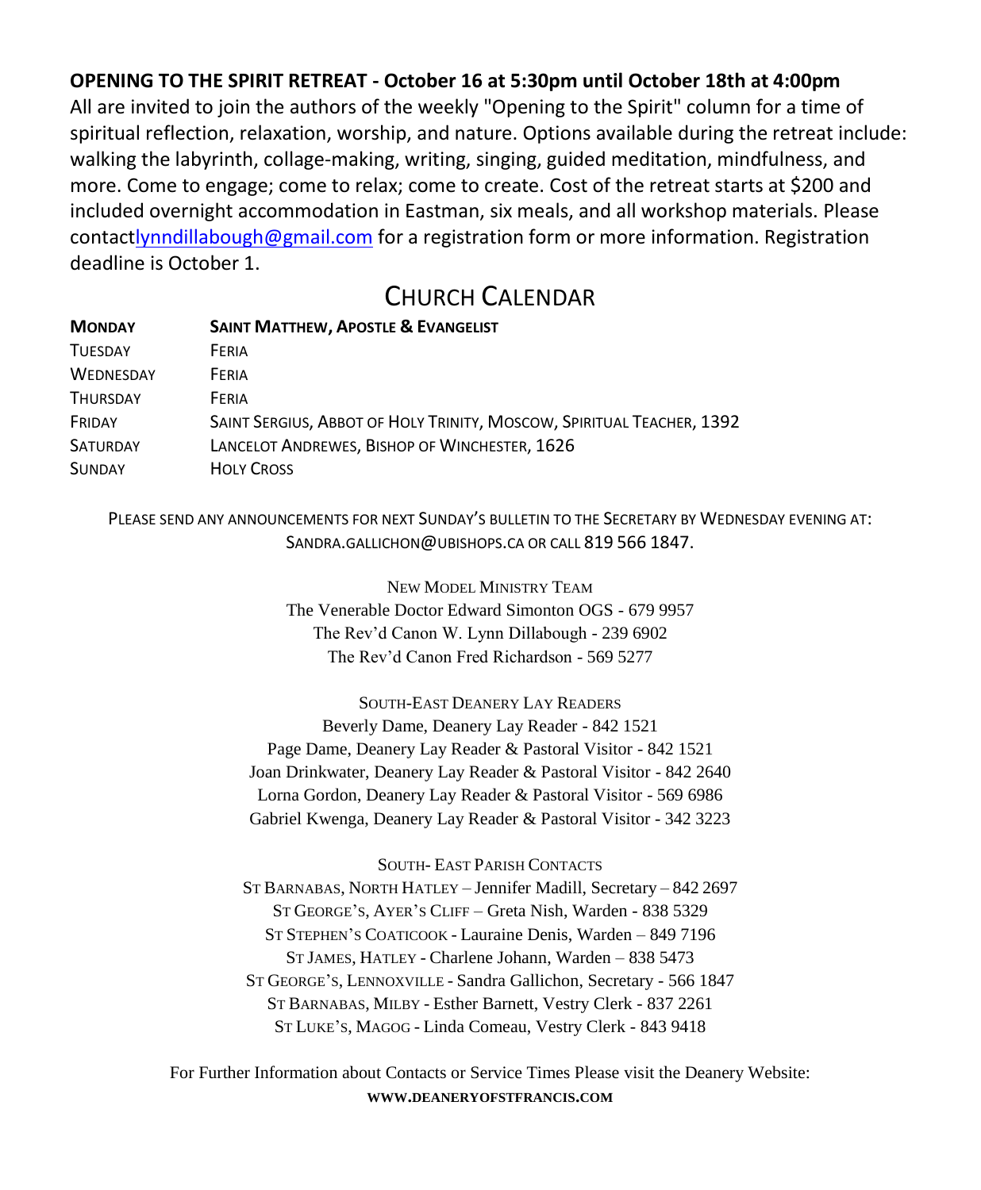**OPENING TO THE SPIRIT RETREAT - October 16 at 5:30pm until October 18th at 4:00pm**

All are invited to join the authors of the weekly "Opening to the Spirit" column for a time of spiritual reflection, relaxation, worship, and nature. Options available during the retreat include: walking the labyrinth, collage-making, writing, singing, guided meditation, mindfulness, and more. Come to engage; come to relax; come to create. Cost of the retreat starts at $200 and included overnight accommodation in Eastman, six meals, and all workshop materials. Please contactlynndillabough@gmail.com for a registration form or more information. Registration deadline is October 1.

## CHURCH CALENDAR

| | |
|---|---|
| **MONDAY** | **SAINT MATTHEW, APOSTLE & EVANGELIST** |
| TUESDAY | FERIA |
| WEDNESDAY | FERIA |
| THURSDAY | FERIA |
| FRIDAY | SAINT SERGIUS, ABBOT OF HOLY TRINITY, MOSCOW, SPIRITUAL TEACHER, 1392 |
| SATURDAY | LANCELOT ANDREWES, BISHOP OF WINCHESTER, 1626 |
| SUNDAY | HOLY CROSS |

PLEASE SEND ANY ANNOUNCEMENTS FOR NEXT SUNDAY'S BULLETIN TO THE SECRETARY BY WEDNESDAY EVENING AT: SANDRA.GALLICHON@UBISHOPS.CA OR CALL 819 566 1847.

NEW MODEL MINISTRY TEAM

The Venerable Doctor Edward Simonton OGS - 679 9957
The Rev'd Canon W. Lynn Dillabough - 239 6902
The Rev'd Canon Fred Richardson - 569 5277

SOUTH-EAST DEANERY LAY READERS

Beverly Dame, Deanery Lay Reader - 842 1521
Page Dame, Deanery Lay Reader & Pastoral Visitor - 842 1521
Joan Drinkwater, Deanery Lay Reader & Pastoral Visitor - 842 2640
Lorna Gordon, Deanery Lay Reader & Pastoral Visitor - 569 6986
Gabriel Kwenga, Deanery Lay Reader & Pastoral Visitor - 342 3223

SOUTH- EAST PARISH CONTACTS

ST BARNABAS, NORTH HATLEY – Jennifer Madill, Secretary – 842 2697
ST GEORGE'S, AYER'S CLIFF – Greta Nish, Warden - 838 5329
ST STEPHEN'S COATICOOK - Lauraine Denis, Warden – 849 7196
ST JAMES, HATLEY - Charlene Johann, Warden – 838 5473
ST GEORGE'S, LENNOXVILLE - Sandra Gallichon, Secretary - 566 1847
ST BARNABAS, MILBY - Esther Barnett, Vestry Clerk - 837 2261
ST LUKE'S, MAGOG - Linda Comeau, Vestry Clerk - 843 9418

For Further Information about Contacts or Service Times Please visit the Deanery Website:
**WWW.DEANERYOFSTFRANCIS.COM**